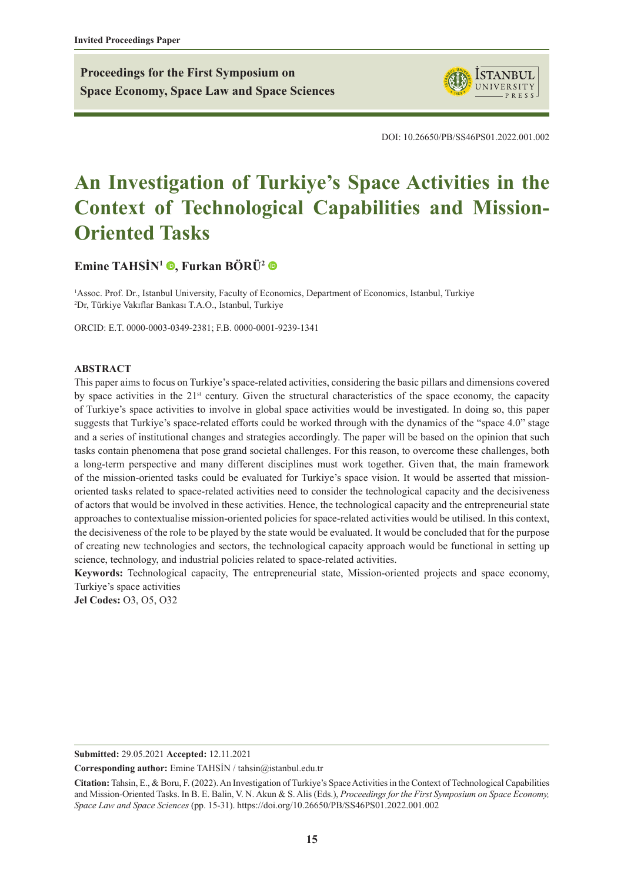Invited Proceedings Paper

**Proceedings for the First Symposium on Space Economy, Space Law and Space Sciences**

DOI: 10.26650/PB/SS46PS01.2022.001.002

# An Investigation of Turkiye's Space Activities in the Context of Technological Capabilities and Mission-Oriented Tasks

**Emine TAHSİN[1], Furkan BÖRÜ[2]**

[1]Assoc. Prof. Dr., Istanbul University, Faculty of Economics, Department of Economics, Istanbul, Turkiye
[2]Dr, Türkiye Vakıflar Bankası T.A.O., Istanbul, Turkiye

ORCID: E.T. 0000-0003-0349-2381; F.B. 0000-0001-9239-1341

## ABSTRACT

This paper aims to focus on Turkiye's space-related activities, considering the basic pillars and dimensions covered by space activities in the 21st century. Given the structural characteristics of the space economy, the capacity of Turkiye's space activities to involve in global space activities would be investigated. In doing so, this paper suggests that Turkiye's space-related efforts could be worked through with the dynamics of the "space 4.0" stage and a series of institutional changes and strategies accordingly. The paper will be based on the opinion that such tasks contain phenomena that pose grand societal challenges. For this reason, to overcome these challenges, both a long-term perspective and many different disciplines must work together. Given that, the main framework of the mission-oriented tasks could be evaluated for Turkiye's space vision. It would be asserted that mission-oriented tasks related to space-related activities need to consider the technological capacity and the decisiveness of actors that would be involved in these activities. Hence, the technological capacity and the entrepreneurial state approaches to contextualise mission-oriented policies for space-related activities would be utilised. In this context, the decisiveness of the role to be played by the state would be evaluated. It would be concluded that for the purpose of creating new technologies and sectors, the technological capacity approach would be functional in setting up science, technology, and industrial policies related to space-related activities.

**Keywords:** Technological capacity, The entrepreneurial state, Mission-oriented projects and space economy, Turkiye's space activities

**Jel Codes:** O3, O5, O32

---

**Submitted:** 29.05.2021 **Accepted:** 12.11.2021

**Corresponding author:** Emine TAHSİN / tahsin@istanbul.edu.tr

**Citation:** Tahsin, E., & Boru, F. (2022). An Investigation of Turkiye's Space Activities in the Context of Technological Capabilities and Mission-Oriented Tasks. In B. E. Balin, V. N. Akun & S. Alis (Eds.), *Proceedings for the First Symposium on Space Economy, Space Law and Space Sciences* (pp. 15-31). https://doi.org/10.26650/PB/SS46PS01.2022.001.002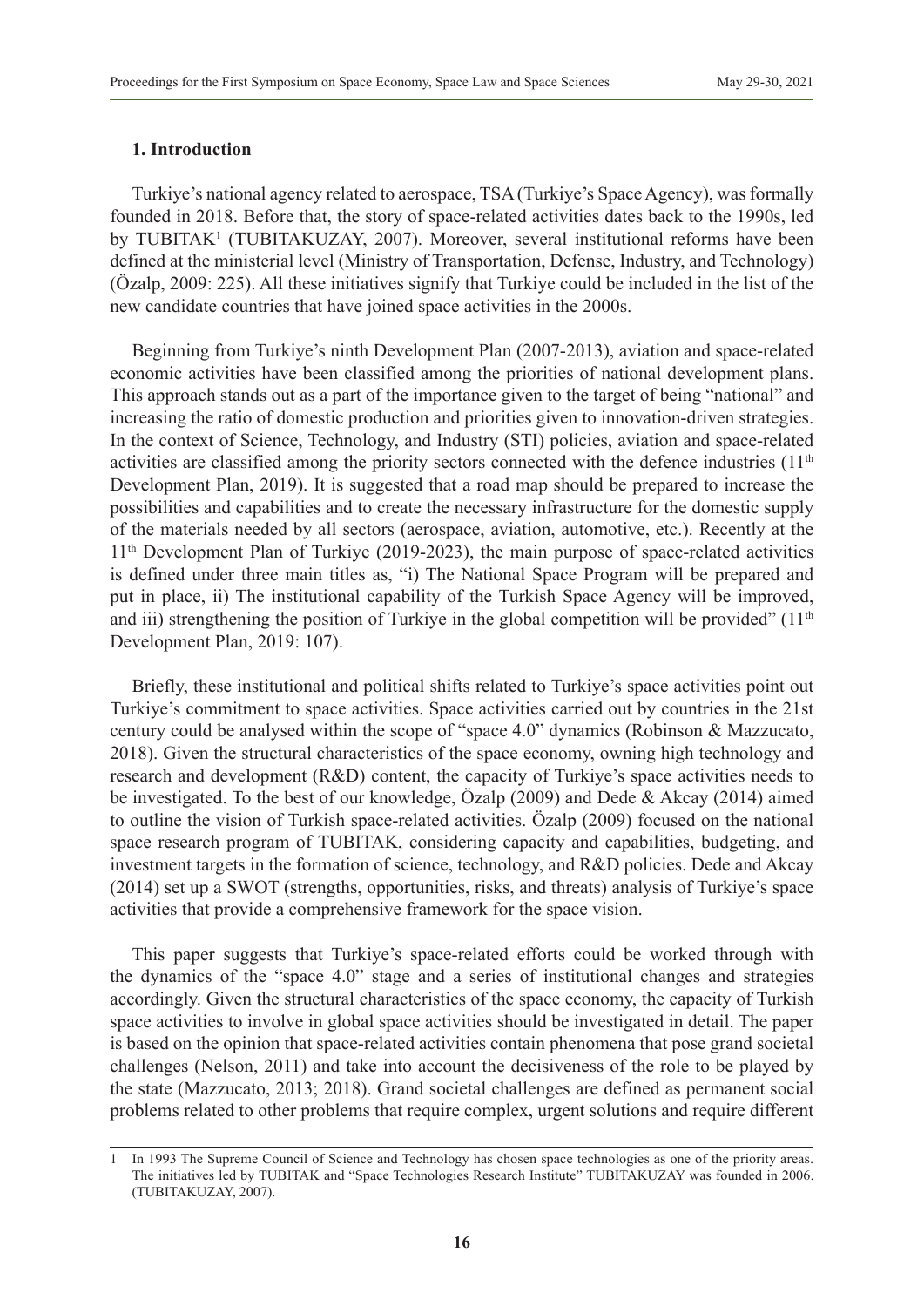## 1. Introduction

Turkiye's national agency related to aerospace, TSA (Turkiye's Space Agency), was formally founded in 2018. Before that, the story of space-related activities dates back to the 1990s, led by TUBITAK[1] (TUBITAKUZAY, 2007). Moreover, several institutional reforms have been defined at the ministerial level (Ministry of Transportation, Defense, Industry, and Technology) (Özalp, 2009: 225). All these initiatives signify that Turkiye could be included in the list of the new candidate countries that have joined space activities in the 2000s.

Beginning from Turkiye's ninth Development Plan (2007-2013), aviation and space-related economic activities have been classified among the priorities of national development plans. This approach stands out as a part of the importance given to the target of being "national" and increasing the ratio of domestic production and priorities given to innovation-driven strategies. In the context of Science, Technology, and Industry (STI) policies, aviation and space-related activities are classified among the priority sectors connected with the defence industries (11th Development Plan, 2019). It is suggested that a road map should be prepared to increase the possibilities and capabilities and to create the necessary infrastructure for the domestic supply of the materials needed by all sectors (aerospace, aviation, automotive, etc.). Recently at the 11th Development Plan of Turkiye (2019-2023), the main purpose of space-related activities is defined under three main titles as, "i) The National Space Program will be prepared and put in place, ii) The institutional capability of the Turkish Space Agency will be improved, and iii) strengthening the position of Turkiye in the global competition will be provided" (11th Development Plan, 2019: 107).

Briefly, these institutional and political shifts related to Turkiye's space activities point out Turkiye's commitment to space activities. Space activities carried out by countries in the 21st century could be analysed within the scope of "space 4.0" dynamics (Robinson & Mazzucato, 2018). Given the structural characteristics of the space economy, owning high technology and research and development (R&D) content, the capacity of Turkiye's space activities needs to be investigated. To the best of our knowledge, Özalp (2009) and Dede & Akcay (2014) aimed to outline the vision of Turkish space-related activities. Özalp (2009) focused on the national space research program of TUBITAK, considering capacity and capabilities, budgeting, and investment targets in the formation of science, technology, and R&D policies. Dede and Akcay (2014) set up a SWOT (strengths, opportunities, risks, and threats) analysis of Turkiye's space activities that provide a comprehensive framework for the space vision.

This paper suggests that Turkiye's space-related efforts could be worked through with the dynamics of the "space 4.0" stage and a series of institutional changes and strategies accordingly. Given the structural characteristics of the space economy, the capacity of Turkish space activities to involve in global space activities should be investigated in detail. The paper is based on the opinion that space-related activities contain phenomena that pose grand societal challenges (Nelson, 2011) and take into account the decisiveness of the role to be played by the state (Mazzucato, 2013; 2018). Grand societal challenges are defined as permanent social problems related to other problems that require complex, urgent solutions and require different

---

1 In 1993 The Supreme Council of Science and Technology has chosen space technologies as one of the priority areas. The initiatives led by TUBITAK and "Space Technologies Research Institute" TUBITAKUZAY was founded in 2006. (TUBITAKUZAY, 2007).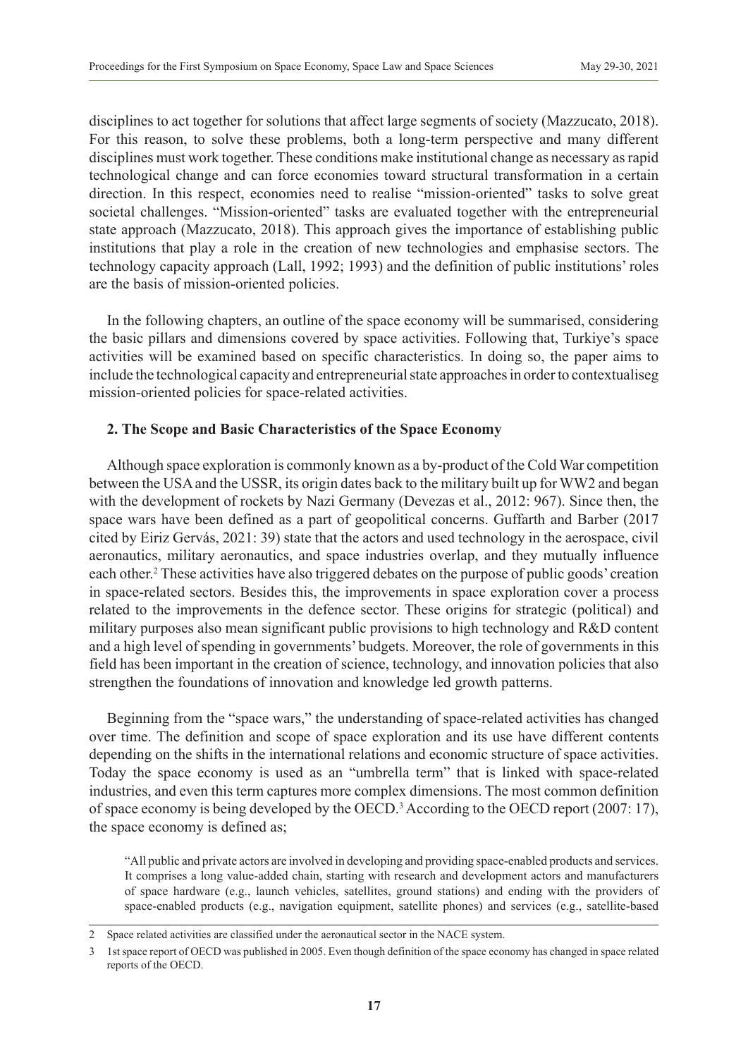disciplines to act together for solutions that affect large segments of society (Mazzucato, 2018). For this reason, to solve these problems, both a long-term perspective and many different disciplines must work together. These conditions make institutional change as necessary as rapid technological change and can force economies toward structural transformation in a certain direction. In this respect, economies need to realise "mission-oriented" tasks to solve great societal challenges. "Mission-oriented" tasks are evaluated together with the entrepreneurial state approach (Mazzucato, 2018). This approach gives the importance of establishing public institutions that play a role in the creation of new technologies and emphasise sectors. The technology capacity approach (Lall, 1992; 1993) and the definition of public institutions' roles are the basis of mission-oriented policies.

In the following chapters, an outline of the space economy will be summarised, considering the basic pillars and dimensions covered by space activities. Following that, Turkiye's space activities will be examined based on specific characteristics. In doing so, the paper aims to include the technological capacity and entrepreneurial state approaches in order to contextualiseg mission-oriented policies for space-related activities.

## 2. The Scope and Basic Characteristics of the Space Economy

Although space exploration is commonly known as a by-product of the Cold War competition between the USA and the USSR, its origin dates back to the military built up for WW2 and began with the development of rockets by Nazi Germany (Devezas et al., 2012: 967). Since then, the space wars have been defined as a part of geopolitical concerns. Guffarth and Barber (2017 cited by Eiriz Gervás, 2021: 39) state that the actors and used technology in the aerospace, civil aeronautics, military aeronautics, and space industries overlap, and they mutually influence each other.[2] These activities have also triggered debates on the purpose of public goods' creation in space-related sectors. Besides this, the improvements in space exploration cover a process related to the improvements in the defence sector. These origins for strategic (political) and military purposes also mean significant public provisions to high technology and R&D content and a high level of spending in governments' budgets. Moreover, the role of governments in this field has been important in the creation of science, technology, and innovation policies that also strengthen the foundations of innovation and knowledge led growth patterns.

Beginning from the "space wars," the understanding of space-related activities has changed over time. The definition and scope of space exploration and its use have different contents depending on the shifts in the international relations and economic structure of space activities. Today the space economy is used as an "umbrella term" that is linked with space-related industries, and even this term captures more complex dimensions. The most common definition of space economy is being developed by the OECD.[3] According to the OECD report (2007: 17), the space economy is defined as;

> "All public and private actors are involved in developing and providing space-enabled products and services. It comprises a long value-added chain, starting with research and development actors and manufacturers of space hardware (e.g., launch vehicles, satellites, ground stations) and ending with the providers of space-enabled products (e.g., navigation equipment, satellite phones) and services (e.g., satellite-based

---

2 Space related activities are classified under the aeronautical sector in the NACE system.

3 1st space report of OECD was published in 2005. Even though definition of the space economy has changed in space related reports of the OECD.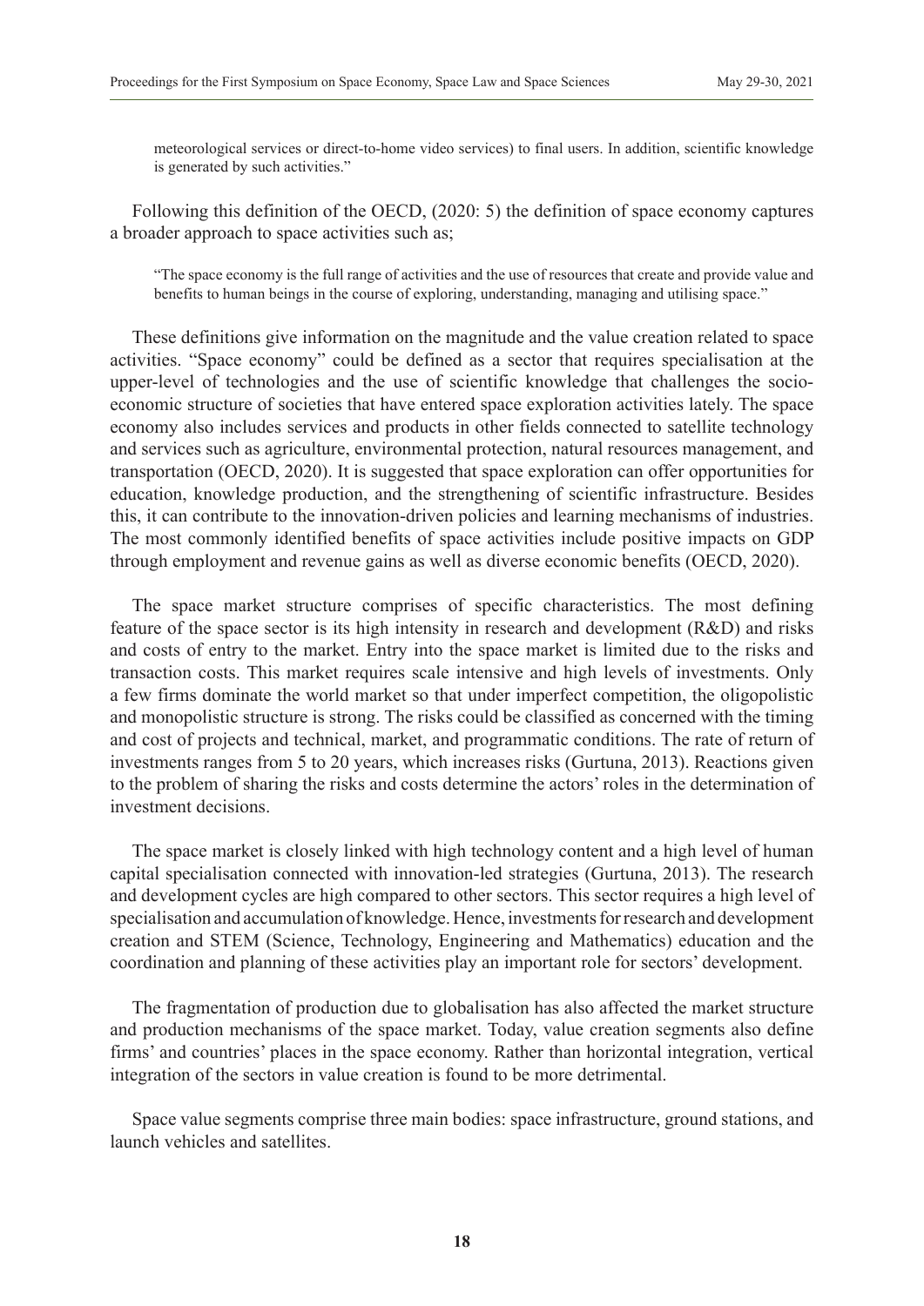> meteorological services or direct-to-home video services) to final users. In addition, scientific knowledge is generated by such activities."

Following this definition of the OECD, (2020: 5) the definition of space economy captures a broader approach to space activities such as;

> "The space economy is the full range of activities and the use of resources that create and provide value and benefits to human beings in the course of exploring, understanding, managing and utilising space."

These definitions give information on the magnitude and the value creation related to space activities. "Space economy" could be defined as a sector that requires specialisation at the upper-level of technologies and the use of scientific knowledge that challenges the socio-economic structure of societies that have entered space exploration activities lately. The space economy also includes services and products in other fields connected to satellite technology and services such as agriculture, environmental protection, natural resources management, and transportation (OECD, 2020). It is suggested that space exploration can offer opportunities for education, knowledge production, and the strengthening of scientific infrastructure. Besides this, it can contribute to the innovation-driven policies and learning mechanisms of industries. The most commonly identified benefits of space activities include positive impacts on GDP through employment and revenue gains as well as diverse economic benefits (OECD, 2020).

The space market structure comprises of specific characteristics. The most defining feature of the space sector is its high intensity in research and development (R&D) and risks and costs of entry to the market. Entry into the space market is limited due to the risks and transaction costs. This market requires scale intensive and high levels of investments. Only a few firms dominate the world market so that under imperfect competition, the oligopolistic and monopolistic structure is strong. The risks could be classified as concerned with the timing and cost of projects and technical, market, and programmatic conditions. The rate of return of investments ranges from 5 to 20 years, which increases risks (Gurtuna, 2013). Reactions given to the problem of sharing the risks and costs determine the actors' roles in the determination of investment decisions.

The space market is closely linked with high technology content and a high level of human capital specialisation connected with innovation-led strategies (Gurtuna, 2013). The research and development cycles are high compared to other sectors. This sector requires a high level of specialisation and accumulation of knowledge. Hence, investments for research and development creation and STEM (Science, Technology, Engineering and Mathematics) education and the coordination and planning of these activities play an important role for sectors' development.

The fragmentation of production due to globalisation has also affected the market structure and production mechanisms of the space market. Today, value creation segments also define firms' and countries' places in the space economy. Rather than horizontal integration, vertical integration of the sectors in value creation is found to be more detrimental.

Space value segments comprise three main bodies: space infrastructure, ground stations, and launch vehicles and satellites.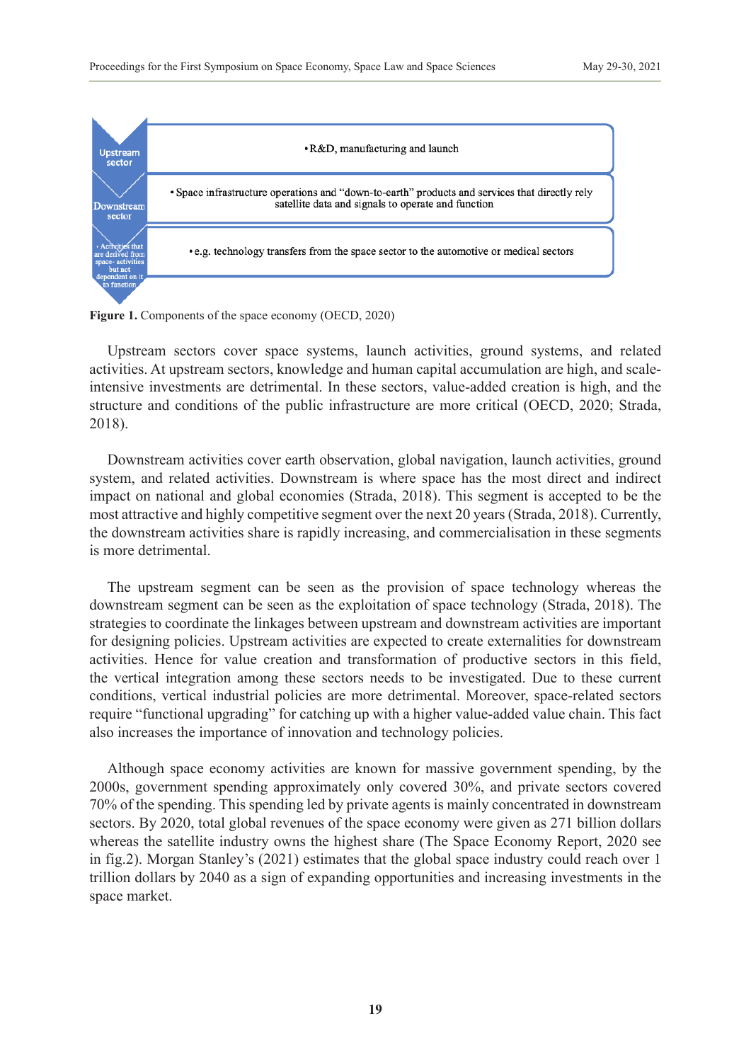Upstream sector

• R&D, manufacturing and launch

Downstream sector

• Space infrastructure operations and "down-to-earth" products and services that directly rely satellite data and signals to operate and function

• Activities that are derived from space- activities but not dependent on it to function

• e.g. technology transfers from the space sector to the automotive or medical sectors

**Figure 1.** Components of the space economy (OECD, 2020)

Upstream sectors cover space systems, launch activities, ground systems, and related activities. At upstream sectors, knowledge and human capital accumulation are high, and scale-intensive investments are detrimental. In these sectors, value-added creation is high, and the structure and conditions of the public infrastructure are more critical (OECD, 2020; Strada, 2018).

Downstream activities cover earth observation, global navigation, launch activities, ground system, and related activities. Downstream is where space has the most direct and indirect impact on national and global economies (Strada, 2018). This segment is accepted to be the most attractive and highly competitive segment over the next 20 years (Strada, 2018). Currently, the downstream activities share is rapidly increasing, and commercialisation in these segments is more detrimental.

The upstream segment can be seen as the provision of space technology whereas the downstream segment can be seen as the exploitation of space technology (Strada, 2018). The strategies to coordinate the linkages between upstream and downstream activities are important for designing policies. Upstream activities are expected to create externalities for downstream activities. Hence for value creation and transformation of productive sectors in this field, the vertical integration among these sectors needs to be investigated. Due to these current conditions, vertical industrial policies are more detrimental. Moreover, space-related sectors require "functional upgrading" for catching up with a higher value-added value chain. This fact also increases the importance of innovation and technology policies.

Although space economy activities are known for massive government spending, by the 2000s, government spending approximately only covered 30%, and private sectors covered 70% of the spending. This spending led by private agents is mainly concentrated in downstream sectors. By 2020, total global revenues of the space economy were given as 271 billion dollars whereas the satellite industry owns the highest share (The Space Economy Report, 2020 see in fig.2). Morgan Stanley's (2021) estimates that the global space industry could reach over 1 trillion dollars by 2040 as a sign of expanding opportunities and increasing investments in the space market.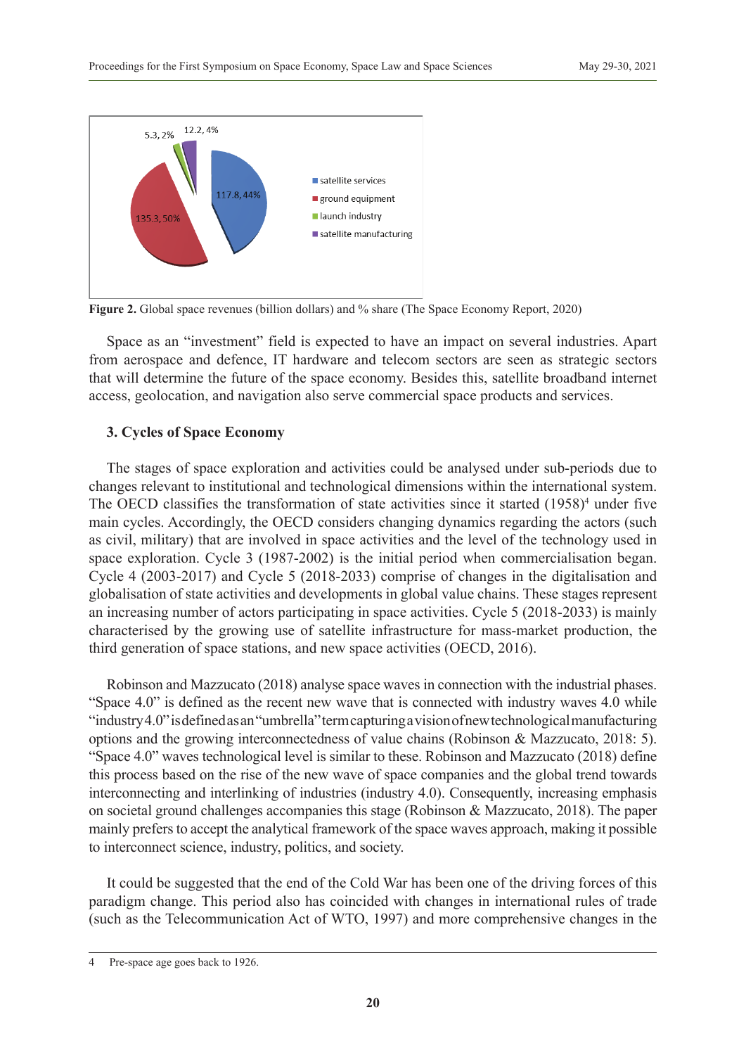5.3, 2%
12.2, 4%
117.8, 44%
135.3, 50%

satellite services
ground equipment
launch industry
satellite manufacturing

**Figure 2.** Global space revenues (billion dollars) and % share (The Space Economy Report, 2020)

Space as an "investment" field is expected to have an impact on several industries. Apart from aerospace and defence, IT hardware and telecom sectors are seen as strategic sectors that will determine the future of the space economy. Besides this, satellite broadband internet access, geolocation, and navigation also serve commercial space products and services.

## 3. Cycles of Space Economy

The stages of space exploration and activities could be analysed under sub-periods due to changes relevant to institutional and technological dimensions within the international system. The OECD classifies the transformation of state activities since it started (1958)[4] under five main cycles. Accordingly, the OECD considers changing dynamics regarding the actors (such as civil, military) that are involved in space activities and the level of the technology used in space exploration. Cycle 3 (1987-2002) is the initial period when commercialisation began. Cycle 4 (2003-2017) and Cycle 5 (2018-2033) comprise of changes in the digitalisation and globalisation of state activities and developments in global value chains. These stages represent an increasing number of actors participating in space activities. Cycle 5 (2018-2033) is mainly characterised by the growing use of satellite infrastructure for mass-market production, the third generation of space stations, and new space activities (OECD, 2016).

Robinson and Mazzucato (2018) analyse space waves in connection with the industrial phases. "Space 4.0" is defined as the recent new wave that is connected with industry waves 4.0 while "industry 4.0" is defined as an "umbrella" term capturing a vision of new technological manufacturing options and the growing interconnectedness of value chains (Robinson & Mazzucato, 2018: 5). "Space 4.0" waves technological level is similar to these. Robinson and Mazzucato (2018) define this process based on the rise of the new wave of space companies and the global trend towards interconnecting and interlinking of industries (industry 4.0). Consequently, increasing emphasis on societal ground challenges accompanies this stage (Robinson & Mazzucato, 2018). The paper mainly prefers to accept the analytical framework of the space waves approach, making it possible to interconnect science, industry, politics, and society.

It could be suggested that the end of the Cold War has been one of the driving forces of this paradigm change. This period also has coincided with changes in international rules of trade (such as the Telecommunication Act of WTO, 1997) and more comprehensive changes in the

---

4 Pre-space age goes back to 1926.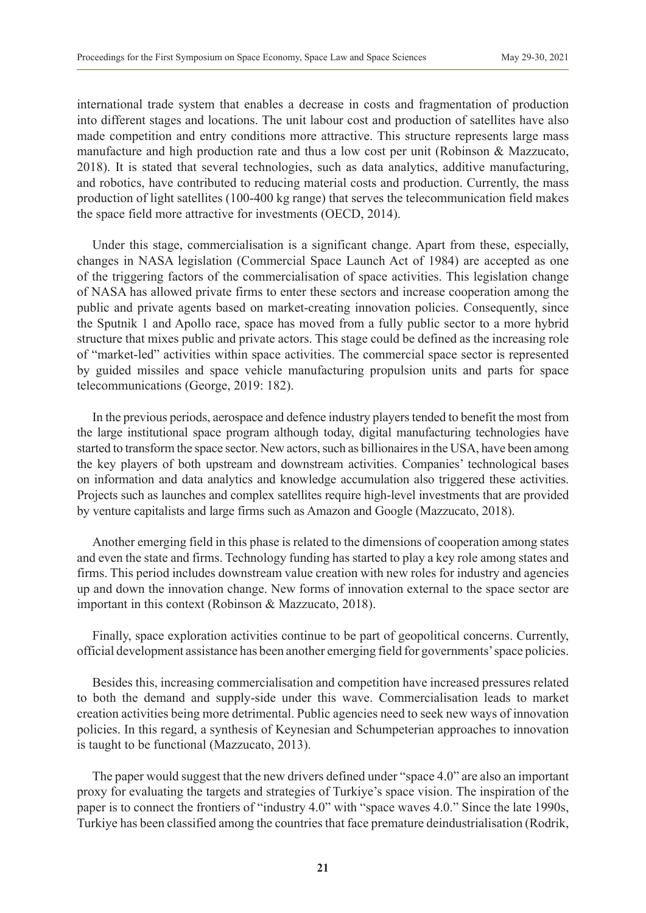international trade system that enables a decrease in costs and fragmentation of production into different stages and locations. The unit labour cost and production of satellites have also made competition and entry conditions more attractive. This structure represents large mass manufacture and high production rate and thus a low cost per unit (Robinson & Mazzucato, 2018). It is stated that several technologies, such as data analytics, additive manufacturing, and robotics, have contributed to reducing material costs and production. Currently, the mass production of light satellites (100-400 kg range) that serves the telecommunication field makes the space field more attractive for investments (OECD, 2014).

Under this stage, commercialisation is a significant change. Apart from these, especially, changes in NASA legislation (Commercial Space Launch Act of 1984) are accepted as one of the triggering factors of the commercialisation of space activities. This legislation change of NASA has allowed private firms to enter these sectors and increase cooperation among the public and private agents based on market-creating innovation policies. Consequently, since the Sputnik 1 and Apollo race, space has moved from a fully public sector to a more hybrid structure that mixes public and private actors. This stage could be defined as the increasing role of "market-led" activities within space activities. The commercial space sector is represented by guided missiles and space vehicle manufacturing propulsion units and parts for space telecommunications (George, 2019: 182).

In the previous periods, aerospace and defence industry players tended to benefit the most from the large institutional space program although today, digital manufacturing technologies have started to transform the space sector. New actors, such as billionaires in the USA, have been among the key players of both upstream and downstream activities. Companies' technological bases on information and data analytics and knowledge accumulation also triggered these activities. Projects such as launches and complex satellites require high-level investments that are provided by venture capitalists and large firms such as Amazon and Google (Mazzucato, 2018).

Another emerging field in this phase is related to the dimensions of cooperation among states and even the state and firms. Technology funding has started to play a key role among states and firms. This period includes downstream value creation with new roles for industry and agencies up and down the innovation change. New forms of innovation external to the space sector are important in this context (Robinson & Mazzucato, 2018).

Finally, space exploration activities continue to be part of geopolitical concerns. Currently, official development assistance has been another emerging field for governments' space policies.

Besides this, increasing commercialisation and competition have increased pressures related to both the demand and supply-side under this wave. Commercialisation leads to market creation activities being more detrimental. Public agencies need to seek new ways of innovation policies. In this regard, a synthesis of Keynesian and Schumpeterian approaches to innovation is taught to be functional (Mazzucato, 2013).

The paper would suggest that the new drivers defined under "space 4.0" are also an important proxy for evaluating the targets and strategies of Turkiye's space vision. The inspiration of the paper is to connect the frontiers of "industry 4.0" with "space waves 4.0." Since the late 1990s, Turkiye has been classified among the countries that face premature deindustrialisation (Rodrik,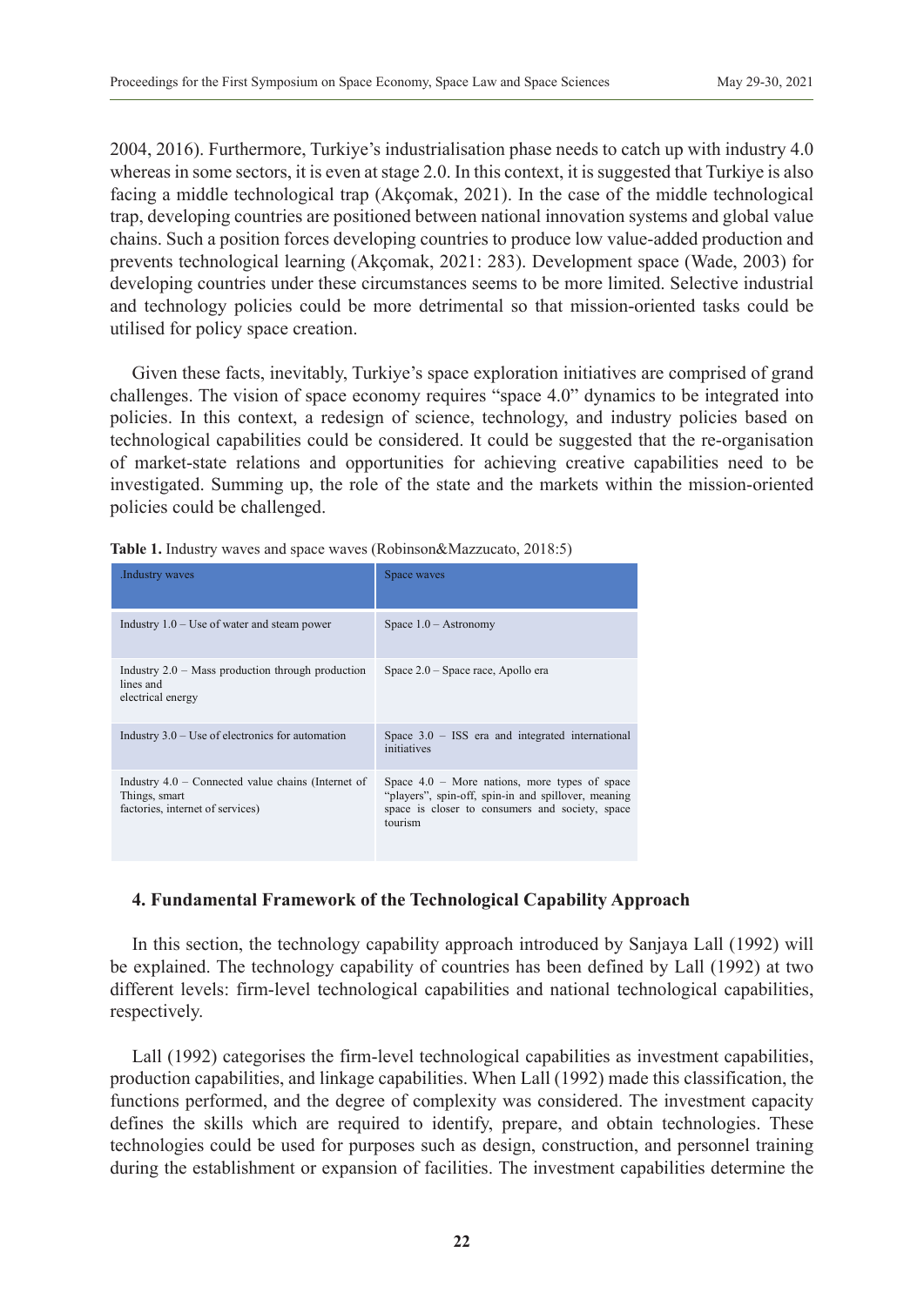2004, 2016). Furthermore, Turkiye's industrialisation phase needs to catch up with industry 4.0 whereas in some sectors, it is even at stage 2.0. In this context, it is suggested that Turkiye is also facing a middle technological trap (Akçomak, 2021). In the case of the middle technological trap, developing countries are positioned between national innovation systems and global value chains. Such a position forces developing countries to produce low value-added production and prevents technological learning (Akçomak, 2021: 283). Development space (Wade, 2003) for developing countries under these circumstances seems to be more limited. Selective industrial and technology policies could be more detrimental so that mission-oriented tasks could be utilised for policy space creation.

Given these facts, inevitably, Turkiye's space exploration initiatives are comprised of grand challenges. The vision of space economy requires "space 4.0" dynamics to be integrated into policies. In this context, a redesign of science, technology, and industry policies based on technological capabilities could be considered. It could be suggested that the re-organisation of market-state relations and opportunities for achieving creative capabilities need to be investigated. Summing up, the role of the state and the markets within the mission-oriented policies could be challenged.

**Table 1.** Industry waves and space waves (Robinson&Mazzucato, 2018:5)

| .Industry waves | Space waves |
|---|---|
| Industry 1.0 – Use of water and steam power | Space 1.0 – Astronomy |
| Industry 2.0 – Mass production through production lines and electrical energy | Space 2.0 – Space race, Apollo era |
| Industry 3.0 – Use of electronics for automation | Space 3.0 – ISS era and integrated international initiatives |
| Industry 4.0 – Connected value chains (Internet of Things, smart factories, internet of services) | Space 4.0 – More nations, more types of space "players", spin-off, spin-in and spillover, meaning space is closer to consumers and society, space tourism |

### 4. Fundamental Framework of the Technological Capability Approach

In this section, the technology capability approach introduced by Sanjaya Lall (1992) will be explained. The technology capability of countries has been defined by Lall (1992) at two different levels: firm-level technological capabilities and national technological capabilities, respectively.

Lall (1992) categorises the firm-level technological capabilities as investment capabilities, production capabilities, and linkage capabilities. When Lall (1992) made this classification, the functions performed, and the degree of complexity was considered. The investment capacity defines the skills which are required to identify, prepare, and obtain technologies. These technologies could be used for purposes such as design, construction, and personnel training during the establishment or expansion of facilities. The investment capabilities determine the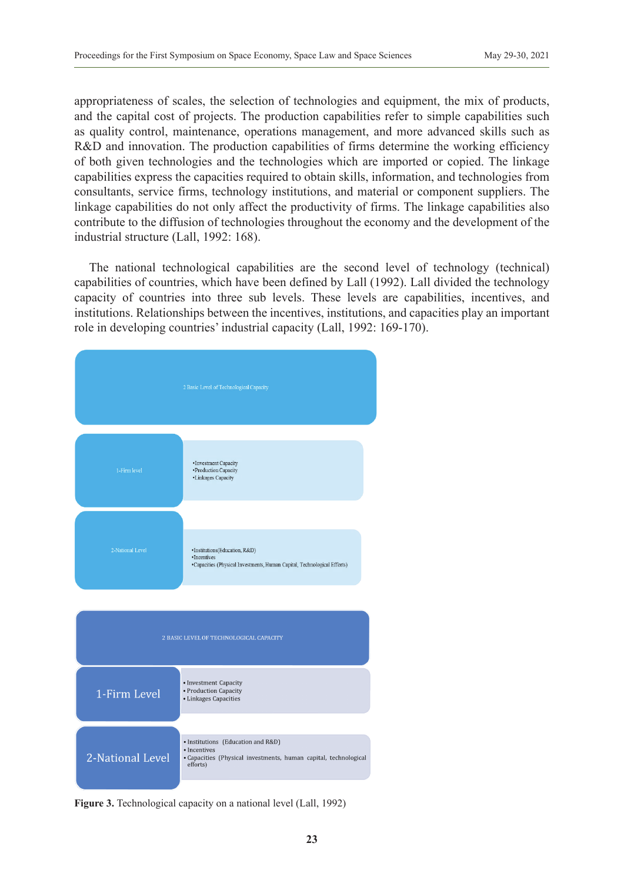appropriateness of scales, the selection of technologies and equipment, the mix of products, and the capital cost of projects. The production capabilities refer to simple capabilities such as quality control, maintenance, operations management, and more advanced skills such as R&D and innovation. The production capabilities of firms determine the working efficiency of both given technologies and the technologies which are imported or copied. The linkage capabilities express the capacities required to obtain skills, information, and technologies from consultants, service firms, technology institutions, and material or component suppliers. The linkage capabilities do not only affect the productivity of firms. The linkage capabilities also contribute to the diffusion of technologies throughout the economy and the development of the industrial structure (Lall, 1992: 168).

The national technological capabilities are the second level of technology (technical) capabilities of countries, which have been defined by Lall (1992). Lall divided the technology capacity of countries into three sub levels. These levels are capabilities, incentives, and institutions. Relationships between the incentives, institutions, and capacities play an important role in developing countries' industrial capacity (Lall, 1992: 169-170).

2 Basic Level of Technological Capacity

1-Firm level
- Investment Capacity
- Production Capacity
- Linkages Capacity

2-National Level
- Institutions(Education, R&D)
- Incentives
- Capacities (Physical Investments, Human Capital, Technological Efforts)

2 BASIC LEVEL OF TECHNOLOGICAL CAPACITY

1-Firm Level
- Investment Capacity
- Production Capacity
- Linkages Capacities

2-National Level
- Institutions (Education and R&D)
- Incentives
- Capacities (Physical investments, human capital, technological efforts)

**Figure 3.** Technological capacity on a national level (Lall, 1992)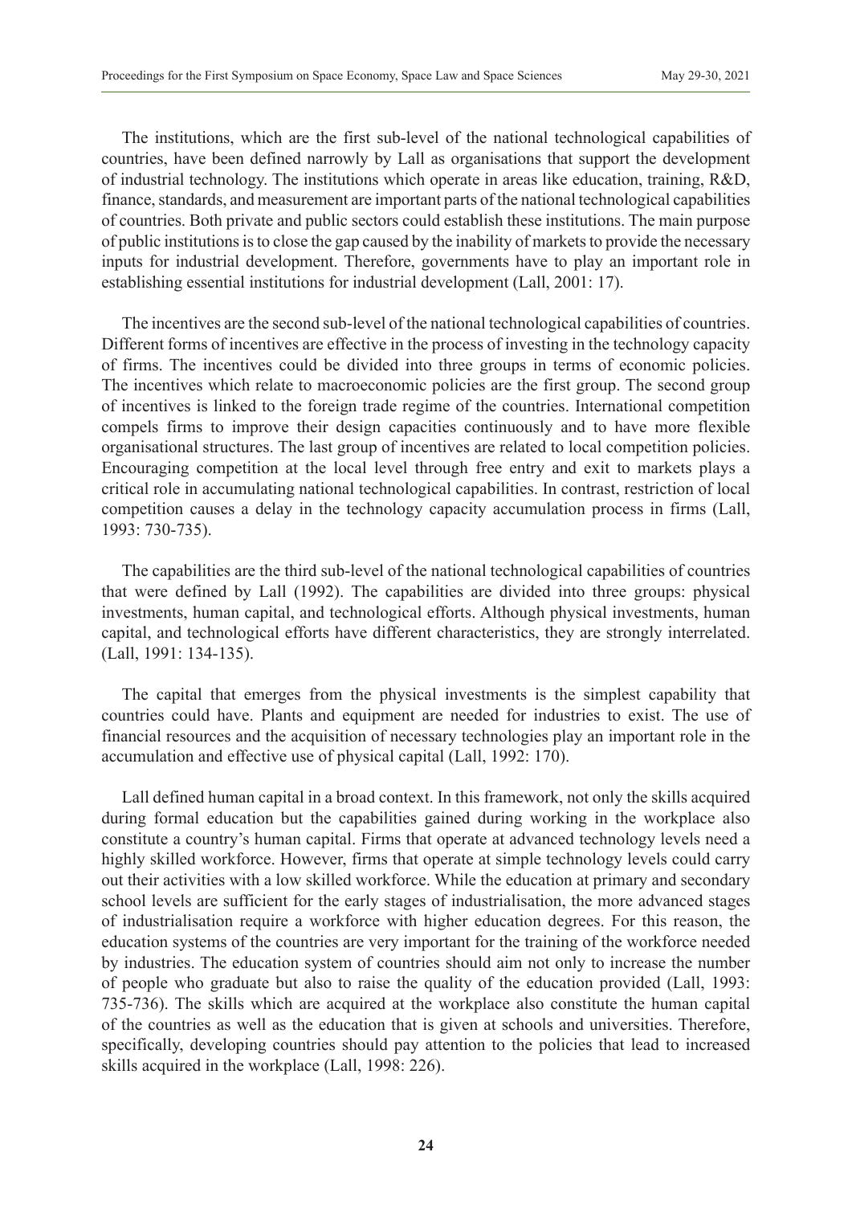The institutions, which are the first sub-level of the national technological capabilities of countries, have been defined narrowly by Lall as organisations that support the development of industrial technology. The institutions which operate in areas like education, training, R&D, finance, standards, and measurement are important parts of the national technological capabilities of countries. Both private and public sectors could establish these institutions. The main purpose of public institutions is to close the gap caused by the inability of markets to provide the necessary inputs for industrial development. Therefore, governments have to play an important role in establishing essential institutions for industrial development (Lall, 2001: 17).

The incentives are the second sub-level of the national technological capabilities of countries. Different forms of incentives are effective in the process of investing in the technology capacity of firms. The incentives could be divided into three groups in terms of economic policies. The incentives which relate to macroeconomic policies are the first group. The second group of incentives is linked to the foreign trade regime of the countries. International competition compels firms to improve their design capacities continuously and to have more flexible organisational structures. The last group of incentives are related to local competition policies. Encouraging competition at the local level through free entry and exit to markets plays a critical role in accumulating national technological capabilities. In contrast, restriction of local competition causes a delay in the technology capacity accumulation process in firms (Lall, 1993: 730-735).

The capabilities are the third sub-level of the national technological capabilities of countries that were defined by Lall (1992). The capabilities are divided into three groups: physical investments, human capital, and technological efforts. Although physical investments, human capital, and technological efforts have different characteristics, they are strongly interrelated. (Lall, 1991: 134-135).

The capital that emerges from the physical investments is the simplest capability that countries could have. Plants and equipment are needed for industries to exist. The use of financial resources and the acquisition of necessary technologies play an important role in the accumulation and effective use of physical capital (Lall, 1992: 170).

Lall defined human capital in a broad context. In this framework, not only the skills acquired during formal education but the capabilities gained during working in the workplace also constitute a country's human capital. Firms that operate at advanced technology levels need a highly skilled workforce. However, firms that operate at simple technology levels could carry out their activities with a low skilled workforce. While the education at primary and secondary school levels are sufficient for the early stages of industrialisation, the more advanced stages of industrialisation require a workforce with higher education degrees. For this reason, the education systems of the countries are very important for the training of the workforce needed by industries. The education system of countries should aim not only to increase the number of people who graduate but also to raise the quality of the education provided (Lall, 1993: 735-736). The skills which are acquired at the workplace also constitute the human capital of the countries as well as the education that is given at schools and universities. Therefore, specifically, developing countries should pay attention to the policies that lead to increased skills acquired in the workplace (Lall, 1998: 226).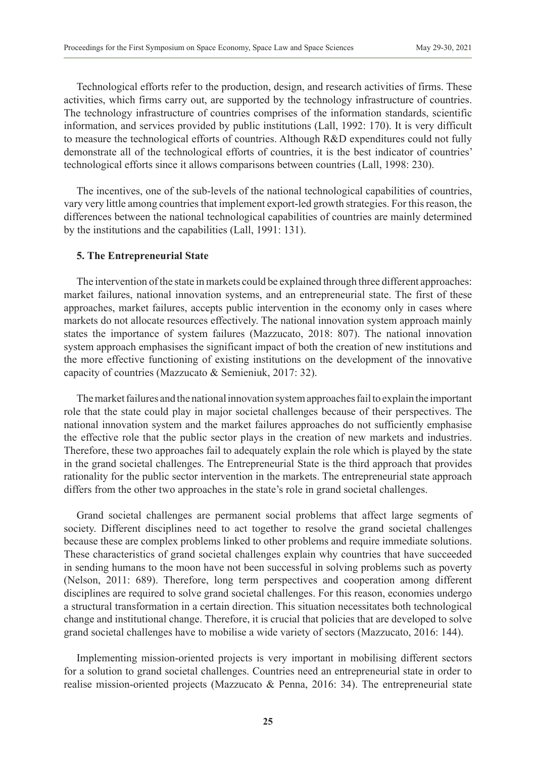Technological efforts refer to the production, design, and research activities of firms. These activities, which firms carry out, are supported by the technology infrastructure of countries. The technology infrastructure of countries comprises of the information standards, scientific information, and services provided by public institutions (Lall, 1992: 170). It is very difficult to measure the technological efforts of countries. Although R&D expenditures could not fully demonstrate all of the technological efforts of countries, it is the best indicator of countries' technological efforts since it allows comparisons between countries (Lall, 1998: 230).

The incentives, one of the sub-levels of the national technological capabilities of countries, vary very little among countries that implement export-led growth strategies. For this reason, the differences between the national technological capabilities of countries are mainly determined by the institutions and the capabilities (Lall, 1991: 131).

## 5. The Entrepreneurial State

The intervention of the state in markets could be explained through three different approaches: market failures, national innovation systems, and an entrepreneurial state. The first of these approaches, market failures, accepts public intervention in the economy only in cases where markets do not allocate resources effectively. The national innovation system approach mainly states the importance of system failures (Mazzucato, 2018: 807). The national innovation system approach emphasises the significant impact of both the creation of new institutions and the more effective functioning of existing institutions on the development of the innovative capacity of countries (Mazzucato & Semieniuk, 2017: 32).

The market failures and the national innovation system approaches fail to explain the important role that the state could play in major societal challenges because of their perspectives. The national innovation system and the market failures approaches do not sufficiently emphasise the effective role that the public sector plays in the creation of new markets and industries. Therefore, these two approaches fail to adequately explain the role which is played by the state in the grand societal challenges. The Entrepreneurial State is the third approach that provides rationality for the public sector intervention in the markets. The entrepreneurial state approach differs from the other two approaches in the state's role in grand societal challenges.

Grand societal challenges are permanent social problems that affect large segments of society. Different disciplines need to act together to resolve the grand societal challenges because these are complex problems linked to other problems and require immediate solutions. These characteristics of grand societal challenges explain why countries that have succeeded in sending humans to the moon have not been successful in solving problems such as poverty (Nelson, 2011: 689). Therefore, long term perspectives and cooperation among different disciplines are required to solve grand societal challenges. For this reason, economies undergo a structural transformation in a certain direction. This situation necessitates both technological change and institutional change. Therefore, it is crucial that policies that are developed to solve grand societal challenges have to mobilise a wide variety of sectors (Mazzucato, 2016: 144).

Implementing mission-oriented projects is very important in mobilising different sectors for a solution to grand societal challenges. Countries need an entrepreneurial state in order to realise mission-oriented projects (Mazzucato & Penna, 2016: 34). The entrepreneurial state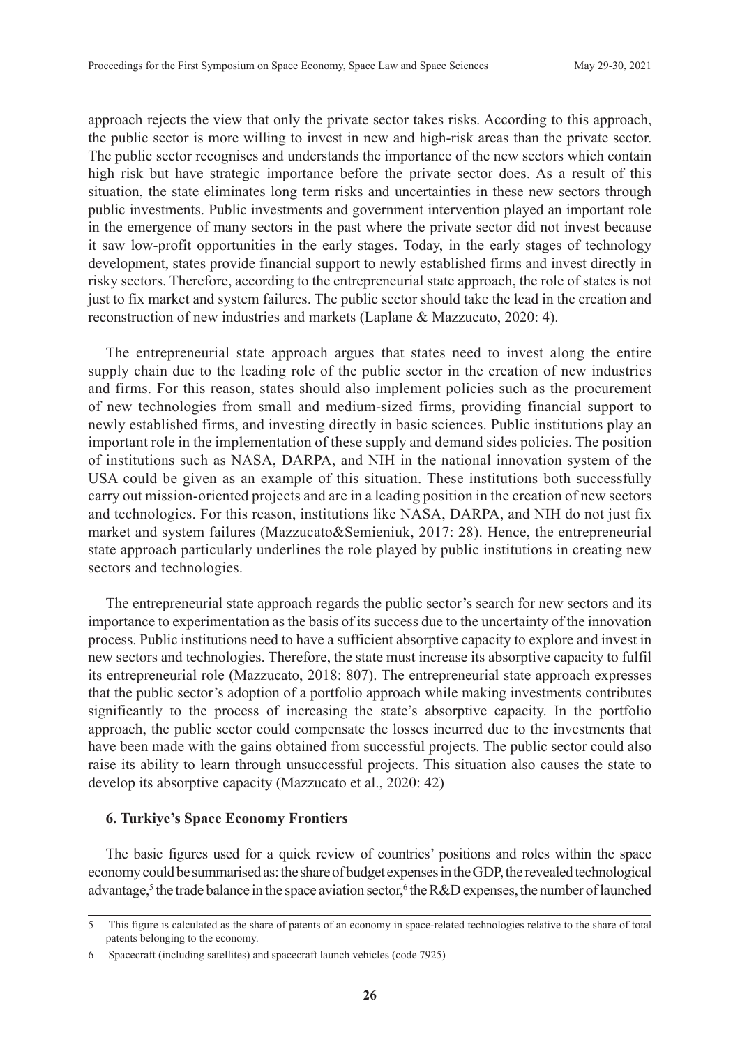approach rejects the view that only the private sector takes risks. According to this approach, the public sector is more willing to invest in new and high-risk areas than the private sector. The public sector recognises and understands the importance of the new sectors which contain high risk but have strategic importance before the private sector does. As a result of this situation, the state eliminates long term risks and uncertainties in these new sectors through public investments. Public investments and government intervention played an important role in the emergence of many sectors in the past where the private sector did not invest because it saw low-profit opportunities in the early stages. Today, in the early stages of technology development, states provide financial support to newly established firms and invest directly in risky sectors. Therefore, according to the entrepreneurial state approach, the role of states is not just to fix market and system failures. The public sector should take the lead in the creation and reconstruction of new industries and markets (Laplane & Mazzucato, 2020: 4).

The entrepreneurial state approach argues that states need to invest along the entire supply chain due to the leading role of the public sector in the creation of new industries and firms. For this reason, states should also implement policies such as the procurement of new technologies from small and medium-sized firms, providing financial support to newly established firms, and investing directly in basic sciences. Public institutions play an important role in the implementation of these supply and demand sides policies. The position of institutions such as NASA, DARPA, and NIH in the national innovation system of the USA could be given as an example of this situation. These institutions both successfully carry out mission-oriented projects and are in a leading position in the creation of new sectors and technologies. For this reason, institutions like NASA, DARPA, and NIH do not just fix market and system failures (Mazzucato&Semieniuk, 2017: 28). Hence, the entrepreneurial state approach particularly underlines the role played by public institutions in creating new sectors and technologies.

The entrepreneurial state approach regards the public sector's search for new sectors and its importance to experimentation as the basis of its success due to the uncertainty of the innovation process. Public institutions need to have a sufficient absorptive capacity to explore and invest in new sectors and technologies. Therefore, the state must increase its absorptive capacity to fulfil its entrepreneurial role (Mazzucato, 2018: 807). The entrepreneurial state approach expresses that the public sector's adoption of a portfolio approach while making investments contributes significantly to the process of increasing the state's absorptive capacity. In the portfolio approach, the public sector could compensate the losses incurred due to the investments that have been made with the gains obtained from successful projects. The public sector could also raise its ability to learn through unsuccessful projects. This situation also causes the state to develop its absorptive capacity (Mazzucato et al., 2020: 42)

### 6. Turkiye's Space Economy Frontiers

The basic figures used for a quick review of countries' positions and roles within the space economy could be summarised as: the share of budget expenses in the GDP, the revealed technological advantage,[5] the trade balance in the space aviation sector,[6] the R&D expenses, the number of launched

---

5 This figure is calculated as the share of patents of an economy in space-related technologies relative to the share of total patents belonging to the economy.

6 Spacecraft (including satellites) and spacecraft launch vehicles (code 7925)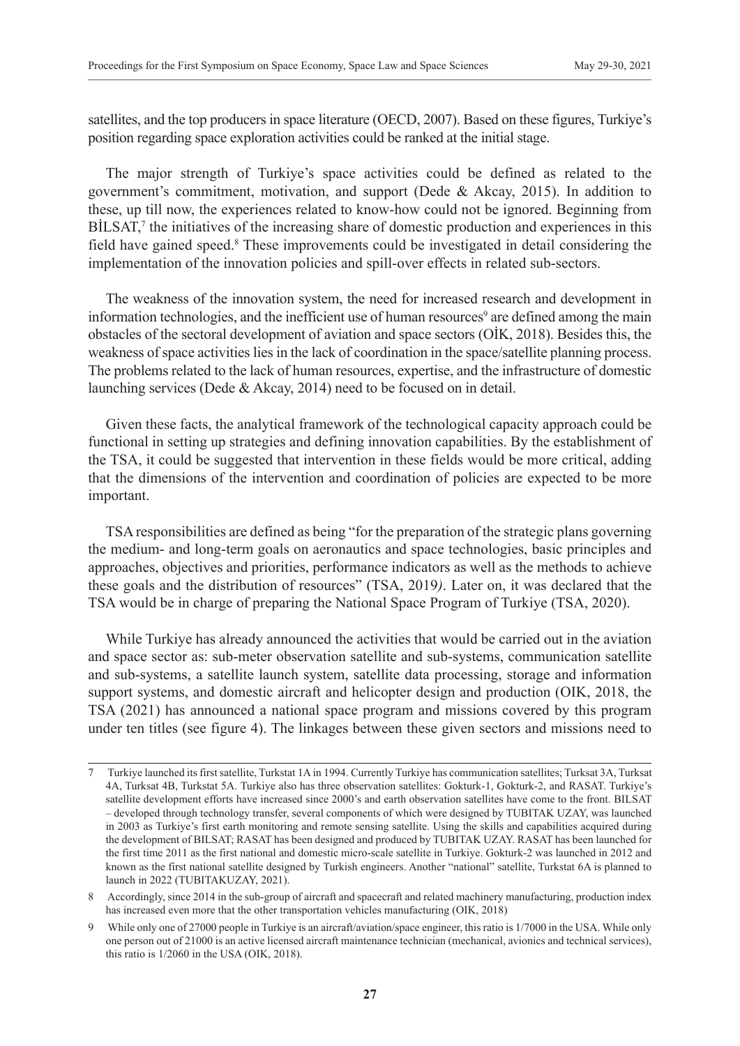satellites, and the top producers in space literature (OECD, 2007). Based on these figures, Turkiye's position regarding space exploration activities could be ranked at the initial stage.

The major strength of Turkiye's space activities could be defined as related to the government's commitment, motivation, and support (Dede & Akcay, 2015). In addition to these, up till now, the experiences related to know-how could not be ignored. Beginning from BİLSAT,[7] the initiatives of the increasing share of domestic production and experiences in this field have gained speed.[8] These improvements could be investigated in detail considering the implementation of the innovation policies and spill-over effects in related sub-sectors.

The weakness of the innovation system, the need for increased research and development in information technologies, and the inefficient use of human resources[9] are defined among the main obstacles of the sectoral development of aviation and space sectors (OİK, 2018). Besides this, the weakness of space activities lies in the lack of coordination in the space/satellite planning process. The problems related to the lack of human resources, expertise, and the infrastructure of domestic launching services (Dede & Akcay, 2014) need to be focused on in detail.

Given these facts, the analytical framework of the technological capacity approach could be functional in setting up strategies and defining innovation capabilities. By the establishment of the TSA, it could be suggested that intervention in these fields would be more critical, adding that the dimensions of the intervention and coordination of policies are expected to be more important.

TSA responsibilities are defined as being "for the preparation of the strategic plans governing the medium- and long-term goals on aeronautics and space technologies, basic principles and approaches, objectives and priorities, performance indicators as well as the methods to achieve these goals and the distribution of resources" (TSA, 2019*)*. Later on, it was declared that the TSA would be in charge of preparing the National Space Program of Turkiye (TSA, 2020).

While Turkiye has already announced the activities that would be carried out in the aviation and space sector as: sub-meter observation satellite and sub-systems, communication satellite and sub-systems, a satellite launch system, satellite data processing, storage and information support systems, and domestic aircraft and helicopter design and production (OIK, 2018, the TSA (2021) has announced a national space program and missions covered by this program under ten titles (see figure 4). The linkages between these given sectors and missions need to

---

7 Turkiye launched its first satellite, Turkstat 1A in 1994. Currently Turkiye has communication satellites; Turksat 3A, Turksat 4A, Turksat 4B, Turksat 5A. Turkiye also has three observation satellites: Gokturk-1, Gokturk-2, and RASAT. Turkiye's satellite development efforts have increased since 2000's and earth observation satellites have come to the front. BILSAT – developed through technology transfer, several components of which were designed by TUBITAK UZAY, was launched in 2003 as Turkiye's first earth monitoring and remote sensing satellite. Using the skills and capabilities acquired during the development of BILSAT; RASAT has been designed and produced by TUBITAK UZAY. RASAT has been launched for the first time 2011 as the first national and domestic micro-scale satellite in Turkiye. Gokturk-2 was launched in 2012 and known as the first national satellite designed by Turkish engineers. Another "national" satellite, Turkstat 6A is planned to launch in 2022 (TUBITAKUZAY, 2021).

8 Accordingly, since 2014 in the sub-group of aircraft and spacecraft and related machinery manufacturing, production index has increased even more that the other transportation vehicles manufacturing (OIK, 2018)

9 While only one of 27000 people in Turkiye is an aircraft/aviation/space engineer, this ratio is 1/7000 in the USA. While only one person out of 21000 is an active licensed aircraft maintenance technician (mechanical, avionics and technical services), this ratio is 1/2060 in the USA (OIK, 2018).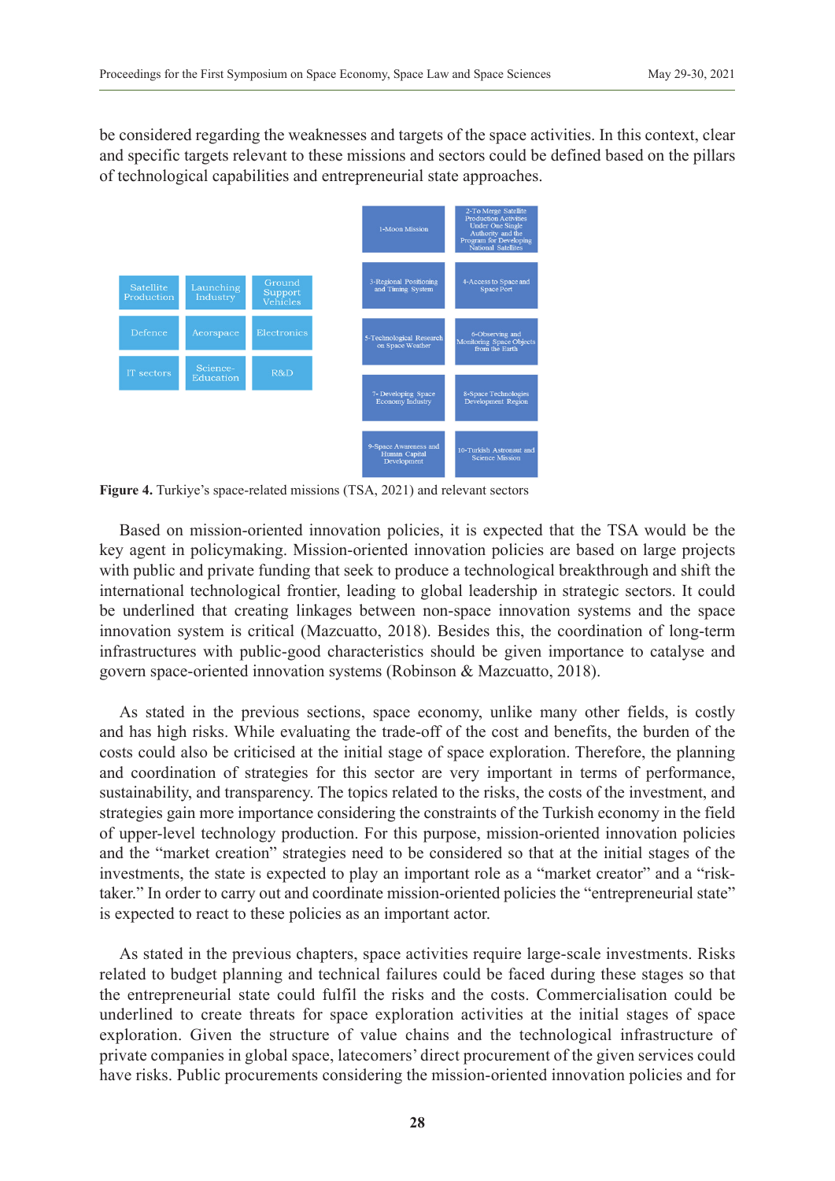be considered regarding the weaknesses and targets of the space activities. In this context, clear and specific targets relevant to these missions and sectors could be defined based on the pillars of technological capabilities and entrepreneurial state approaches.

Satellite Production
Launching Industry
Ground Support Vehicles
Defence
Aeorspace
Electronics
IT sectors
Science-Education
R&D

1-Moon Mission
2-To Merge Satellite Production Activities Under One Single Authority and the Program for Developing National Satellites
3-Regional Positioning and Timing System
4-Access to Space and Space Port
5-Technological Research on Space Weather
6-Observing and Monitoring Space Objects from the Earth
7- Developing Space Economy Industry
8-Space Technologies Development Region
9-Space Awareness and Human Capital Development
10-Turkish Astronaut and Science Mission

**Figure 4.** Turkiye's space-related missions (TSA, 2021) and relevant sectors

Based on mission-oriented innovation policies, it is expected that the TSA would be the key agent in policymaking. Mission-oriented innovation policies are based on large projects with public and private funding that seek to produce a technological breakthrough and shift the international technological frontier, leading to global leadership in strategic sectors. It could be underlined that creating linkages between non-space innovation systems and the space innovation system is critical (Mazcuatto, 2018). Besides this, the coordination of long-term infrastructures with public-good characteristics should be given importance to catalyse and govern space-oriented innovation systems (Robinson & Mazcuatto, 2018).

As stated in the previous sections, space economy, unlike many other fields, is costly and has high risks. While evaluating the trade-off of the cost and benefits, the burden of the costs could also be criticised at the initial stage of space exploration. Therefore, the planning and coordination of strategies for this sector are very important in terms of performance, sustainability, and transparency. The topics related to the risks, the costs of the investment, and strategies gain more importance considering the constraints of the Turkish economy in the field of upper-level technology production. For this purpose, mission-oriented innovation policies and the "market creation" strategies need to be considered so that at the initial stages of the investments, the state is expected to play an important role as a "market creator" and a "risk-taker." In order to carry out and coordinate mission-oriented policies the "entrepreneurial state" is expected to react to these policies as an important actor.

As stated in the previous chapters, space activities require large-scale investments. Risks related to budget planning and technical failures could be faced during these stages so that the entrepreneurial state could fulfil the risks and the costs. Commercialisation could be underlined to create threats for space exploration activities at the initial stages of space exploration. Given the structure of value chains and the technological infrastructure of private companies in global space, latecomers' direct procurement of the given services could have risks. Public procurements considering the mission-oriented innovation policies and for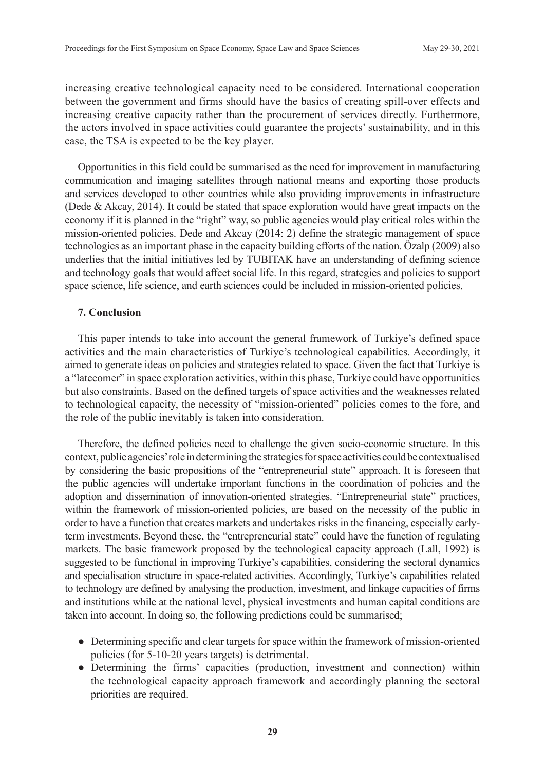increasing creative technological capacity need to be considered. International cooperation between the government and firms should have the basics of creating spill-over effects and increasing creative capacity rather than the procurement of services directly. Furthermore, the actors involved in space activities could guarantee the projects' sustainability, and in this case, the TSA is expected to be the key player.

Opportunities in this field could be summarised as the need for improvement in manufacturing communication and imaging satellites through national means and exporting those products and services developed to other countries while also providing improvements in infrastructure (Dede & Akcay, 2014). It could be stated that space exploration would have great impacts on the economy if it is planned in the "right" way, so public agencies would play critical roles within the mission-oriented policies. Dede and Akcay (2014: 2) define the strategic management of space technologies as an important phase in the capacity building efforts of the nation. Özalp (2009) also underlies that the initial initiatives led by TUBITAK have an understanding of defining science and technology goals that would affect social life. In this regard, strategies and policies to support space science, life science, and earth sciences could be included in mission-oriented policies.

## 7. Conclusion

This paper intends to take into account the general framework of Turkiye's defined space activities and the main characteristics of Turkiye's technological capabilities. Accordingly, it aimed to generate ideas on policies and strategies related to space. Given the fact that Turkiye is a "latecomer" in space exploration activities, within this phase, Turkiye could have opportunities but also constraints. Based on the defined targets of space activities and the weaknesses related to technological capacity, the necessity of "mission-oriented" policies comes to the fore, and the role of the public inevitably is taken into consideration.

Therefore, the defined policies need to challenge the given socio-economic structure. In this context, public agencies' role in determining the strategies for space activities could be contextualised by considering the basic propositions of the "entrepreneurial state" approach. It is foreseen that the public agencies will undertake important functions in the coordination of policies and the adoption and dissemination of innovation-oriented strategies. "Entrepreneurial state" practices, within the framework of mission-oriented policies, are based on the necessity of the public in order to have a function that creates markets and undertakes risks in the financing, especially early-term investments. Beyond these, the "entrepreneurial state" could have the function of regulating markets. The basic framework proposed by the technological capacity approach (Lall, 1992) is suggested to be functional in improving Turkiye's capabilities, considering the sectoral dynamics and specialisation structure in space-related activities. Accordingly, Turkiye's capabilities related to technology are defined by analysing the production, investment, and linkage capacities of firms and institutions while at the national level, physical investments and human capital conditions are taken into account. In doing so, the following predictions could be summarised;

- Determining specific and clear targets for space within the framework of mission-oriented policies (for 5-10-20 years targets) is detrimental.
- Determining the firms' capacities (production, investment and connection) within the technological capacity approach framework and accordingly planning the sectoral priorities are required.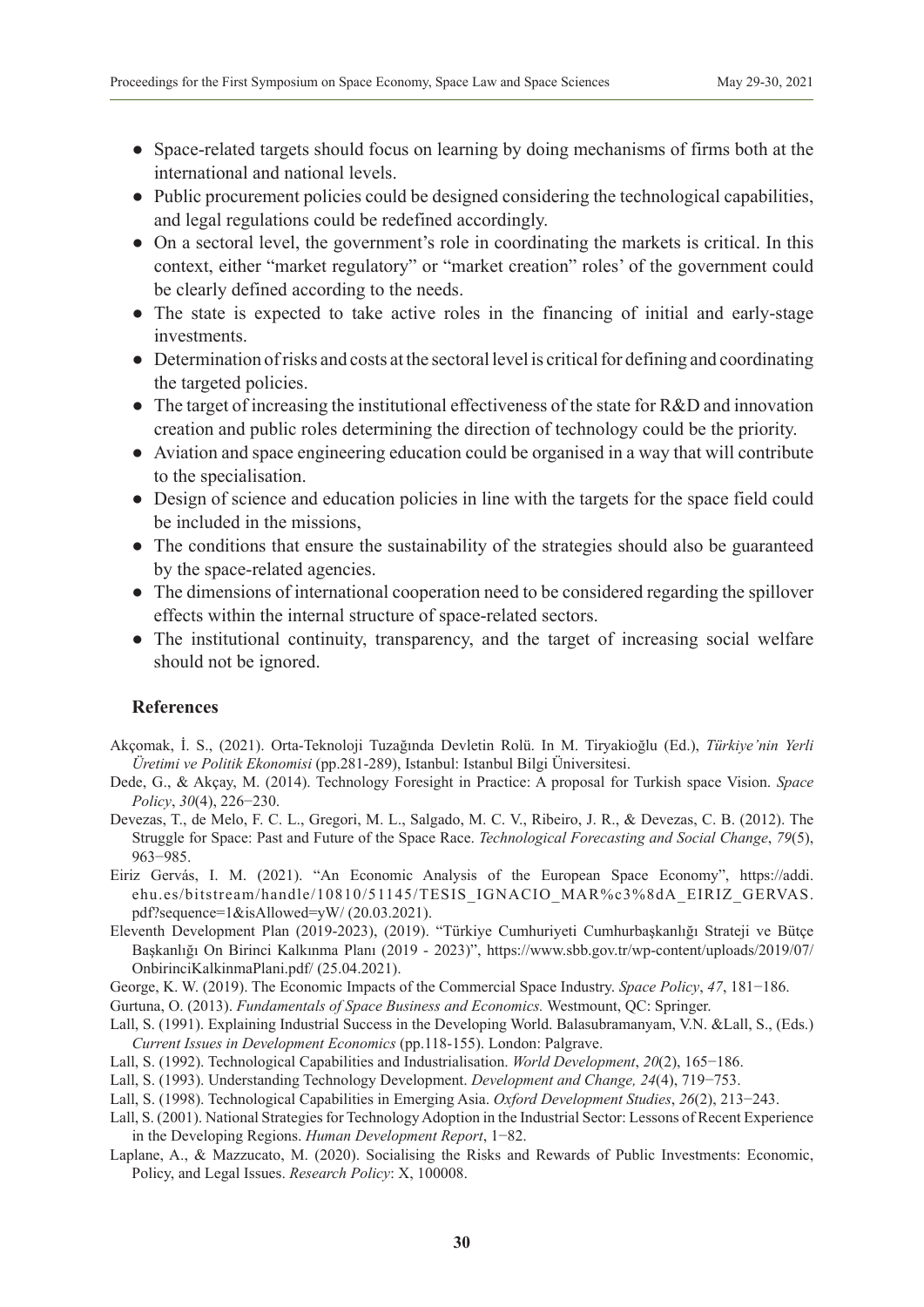- Space-related targets should focus on learning by doing mechanisms of firms both at the international and national levels.
- Public procurement policies could be designed considering the technological capabilities, and legal regulations could be redefined accordingly.
- On a sectoral level, the government's role in coordinating the markets is critical. In this context, either "market regulatory" or "market creation" roles' of the government could be clearly defined according to the needs.
- The state is expected to take active roles in the financing of initial and early-stage investments.
- Determination of risks and costs at the sectoral level is critical for defining and coordinating the targeted policies.
- The target of increasing the institutional effectiveness of the state for R&D and innovation creation and public roles determining the direction of technology could be the priority.
- Aviation and space engineering education could be organised in a way that will contribute to the specialisation.
- Design of science and education policies in line with the targets for the space field could be included in the missions,
- The conditions that ensure the sustainability of the strategies should also be guaranteed by the space-related agencies.
- The dimensions of international cooperation need to be considered regarding the spillover effects within the internal structure of space-related sectors.
- The institutional continuity, transparency, and the target of increasing social welfare should not be ignored.

## References

Akçomak, İ. S., (2021). Orta-Teknoloji Tuzağında Devletin Rolü. In M. Tiryakioğlu (Ed.), *Türkiye'nin Yerli Üretimi ve Politik Ekonomisi* (pp.281-289), Istanbul: Istanbul Bilgi Üniversitesi.

Dede, G., & Akçay, M. (2014). Technology Foresight in Practice: A proposal for Turkish space Vision. *Space Policy*, *30*(4), 226−230.

Devezas, T., de Melo, F. C. L., Gregori, M. L., Salgado, M. C. V., Ribeiro, J. R., & Devezas, C. B. (2012). The Struggle for Space: Past and Future of the Space Race. *Technological Forecasting and Social Change*, *79*(5), 963−985.

Eiriz Gervás, I. M. (2021). "An Economic Analysis of the European Space Economy", https://addi.ehu.es/bitstream/handle/10810/51145/TESIS_IGNACIO_MAR%c3%8dA_EIRIZ_GERVAS.pdf?sequence=1&isAllowed=yW/ (20.03.2021).

Eleventh Development Plan (2019-2023), (2019). "Türkiye Cumhuriyeti Cumhurbaşkanlığı Strateji ve Bütçe Başkanlığı On Birinci Kalkınma Planı (2019 - 2023)", https://www.sbb.gov.tr/wp-content/uploads/2019/07/OnbirinciKalkinmaPlani.pdf/ (25.04.2021).

George, K. W. (2019). The Economic Impacts of the Commercial Space Industry. *Space Policy*, *47*, 181−186.

Gurtuna, O. (2013). *Fundamentals of Space Business and Economics.* Westmount, QC: Springer.

Lall, S. (1991). Explaining Industrial Success in the Developing World. Balasubramanyam, V.N. &Lall, S., (Eds.) *Current Issues in Development Economics* (pp.118-155). London: Palgrave.

Lall, S. (1992). Technological Capabilities and Industrialisation. *World Development*, *20*(2), 165−186.

Lall, S. (1993). Understanding Technology Development. *Development and Change, 24*(4), 719−753.

Lall, S. (1998). Technological Capabilities in Emerging Asia. *Oxford Development Studies*, *26*(2), 213−243.

Lall, S. (2001). National Strategies for Technology Adoption in the Industrial Sector: Lessons of Recent Experience in the Developing Regions. *Human Development Report*, 1−82.

Laplane, A., & Mazzucato, M. (2020). Socialising the Risks and Rewards of Public Investments: Economic, Policy, and Legal Issues. *Research Policy*: X, 100008.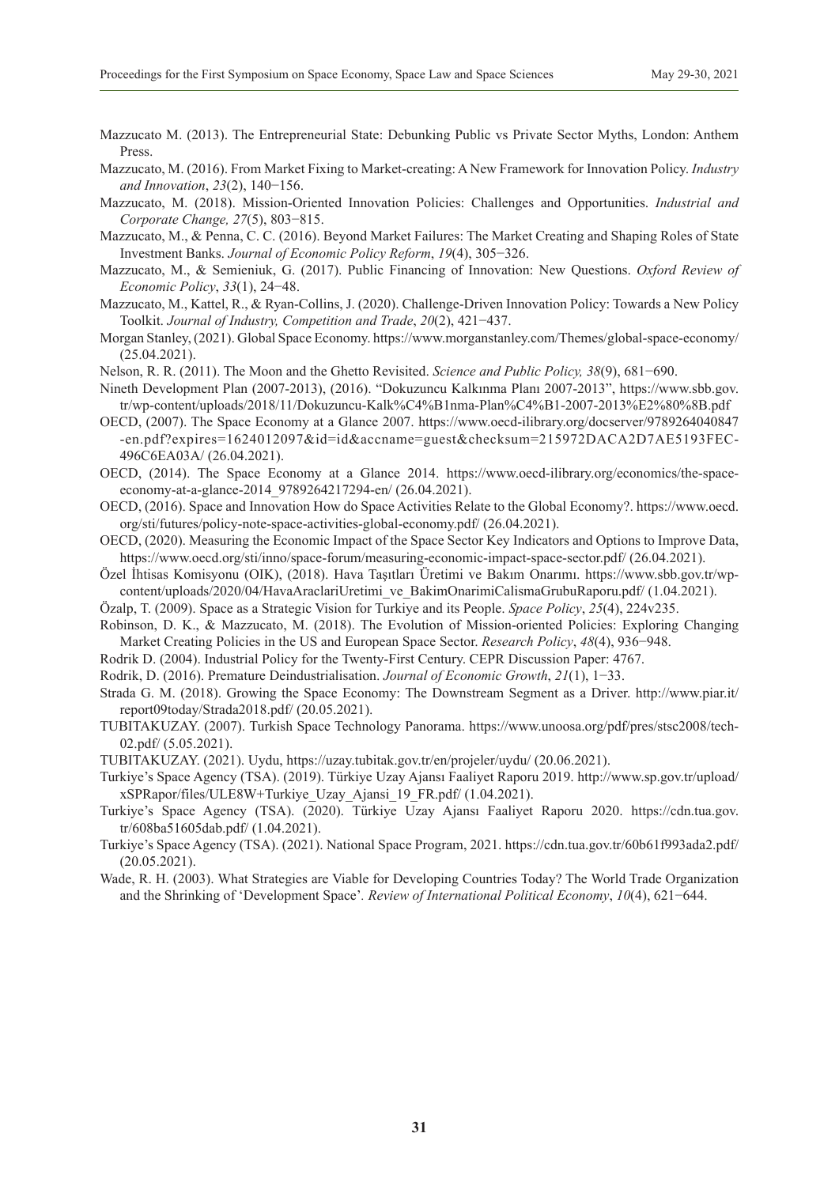Mazzucato M. (2013). The Entrepreneurial State: Debunking Public vs Private Sector Myths, London: Anthem Press.

Mazzucato, M. (2016). From Market Fixing to Market-creating: A New Framework for Innovation Policy. *Industry and Innovation*, *23*(2), 140−156.

Mazzucato, M. (2018). Mission-Oriented Innovation Policies: Challenges and Opportunities. *Industrial and Corporate Change, 27*(5), 803−815.

Mazzucato, M., & Penna, C. C. (2016). Beyond Market Failures: The Market Creating and Shaping Roles of State Investment Banks. *Journal of Economic Policy Reform*, *19*(4), 305−326.

Mazzucato, M., & Semieniuk, G. (2017). Public Financing of Innovation: New Questions. *Oxford Review of Economic Policy*, *33*(1), 24−48.

Mazzucato, M., Kattel, R., & Ryan-Collins, J. (2020). Challenge-Driven Innovation Policy: Towards a New Policy Toolkit. *Journal of Industry, Competition and Trade*, *20*(2), 421−437.

Morgan Stanley, (2021). Global Space Economy. https://www.morganstanley.com/Themes/global-space-economy/ (25.04.2021).

Nelson, R. R. (2011). The Moon and the Ghetto Revisited. *Science and Public Policy, 38*(9), 681−690.

Nineth Development Plan (2007-2013), (2016). "Dokuzuncu Kalkınma Planı 2007-2013", https://www.sbb.gov.tr/wp-content/uploads/2018/11/Dokuzuncu-Kalk%C4%B1nma-Plan%C4%B1-2007-2013%E2%80%8B.pdf

OECD, (2007). The Space Economy at a Glance 2007. https://www.oecd-ilibrary.org/docserver/9789264040847-en.pdf?expires=1624012097&id=id&accname=guest&checksum=215972DACA2D7AE5193FEC496C6EA03A/ (26.04.2021).

OECD, (2014). The Space Economy at a Glance 2014. https://www.oecd-ilibrary.org/economics/the-space-economy-at-a-glance-2014_9789264217294-en/ (26.04.2021).

OECD, (2016). Space and Innovation How do Space Activities Relate to the Global Economy?. https://www.oecd.org/sti/futures/policy-note-space-activities-global-economy.pdf/ (26.04.2021).

OECD, (2020). Measuring the Economic Impact of the Space Sector Key Indicators and Options to Improve Data, https://www.oecd.org/sti/inno/space-forum/measuring-economic-impact-space-sector.pdf/ (26.04.2021).

Özel İhtisas Komisyonu (OIK), (2018). Hava Taşıtları Üretimi ve Bakım Onarımı. https://www.sbb.gov.tr/wp-content/uploads/2020/04/HavaAraclariUretimi_ve_BakimOnarimiCalismaGrubuRaporu.pdf/ (1.04.2021).

Özalp, T. (2009). Space as a Strategic Vision for Turkiye and its People. *Space Policy*, *25*(4), 224v235.

Robinson, D. K., & Mazzucato, M. (2018). The Evolution of Mission-oriented Policies: Exploring Changing Market Creating Policies in the US and European Space Sector. *Research Policy*, *48*(4), 936−948.

Rodrik D. (2004). Industrial Policy for the Twenty-First Century. CEPR Discussion Paper: 4767.

Rodrik, D. (2016). Premature Deindustrialisation. *Journal of Economic Growth*, *21*(1), 1−33.

Strada G. M. (2018). Growing the Space Economy: The Downstream Segment as a Driver. http://www.piar.it/report09today/Strada2018.pdf/ (20.05.2021).

TUBITAKUZAY. (2007). Turkish Space Technology Panorama. https://www.unoosa.org/pdf/pres/stsc2008/tech-02.pdf/ (5.05.2021).

TUBITAKUZAY. (2021). Uydu, https://uzay.tubitak.gov.tr/en/projeler/uydu/ (20.06.2021).

Turkiye's Space Agency (TSA). (2019). Türkiye Uzay Ajansı Faaliyet Raporu 2019. http://www.sp.gov.tr/upload/xSPRapor/files/ULE8W+Turkiye_Uzay_Ajansi_19_FR.pdf/ (1.04.2021).

Turkiye's Space Agency (TSA). (2020). Türkiye Uzay Ajansı Faaliyet Raporu 2020. https://cdn.tua.gov.tr/608ba51605dab.pdf/ (1.04.2021).

Turkiye's Space Agency (TSA). (2021). National Space Program, 2021. https://cdn.tua.gov.tr/60b61f993ada2.pdf/ (20.05.2021).

Wade, R. H. (2003). What Strategies are Viable for Developing Countries Today? The World Trade Organization and the Shrinking of 'Development Space'*. Review of International Political Economy*, *10*(4), 621−644.